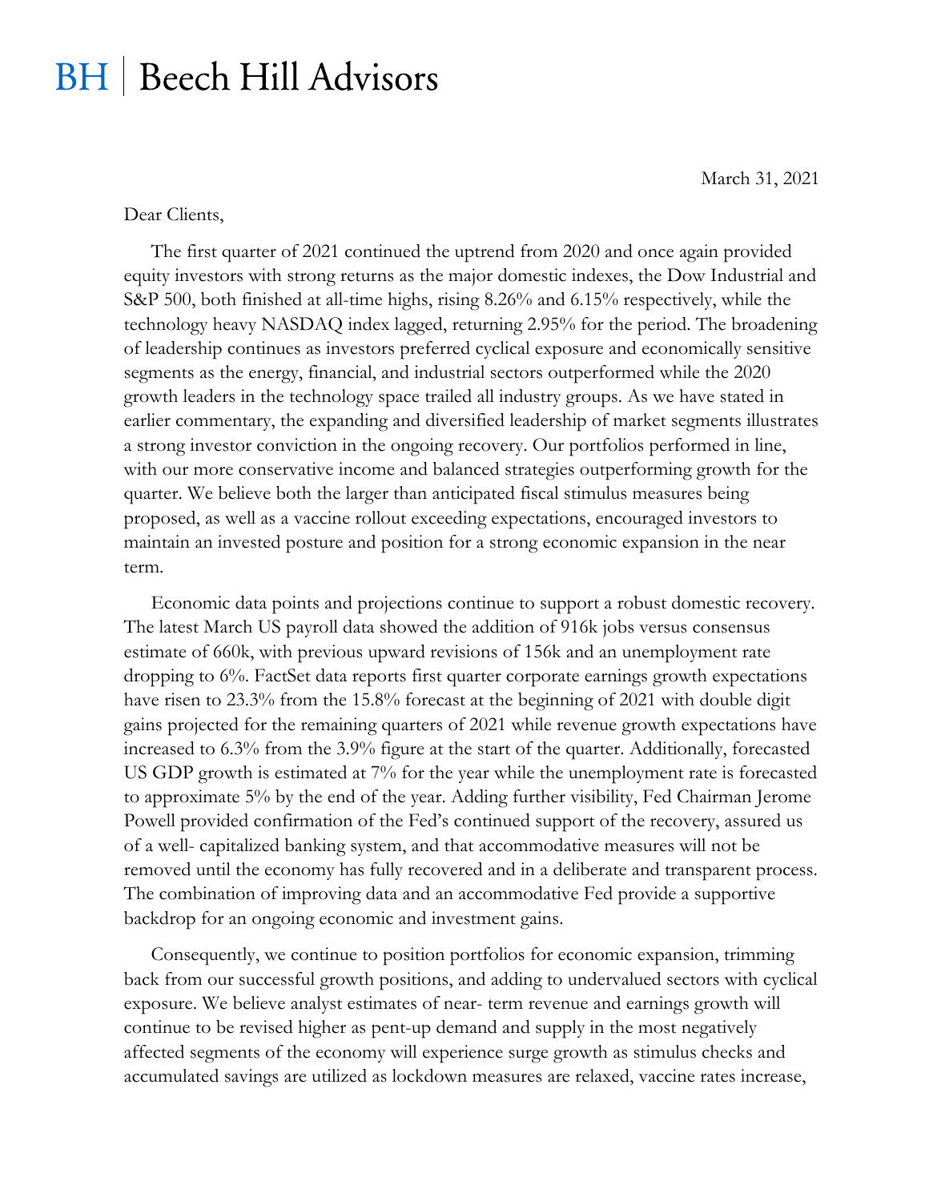# BH | Beech Hill Advisors

March 31, 2021

Dear Clients,

The first quarter of 2021 continued the uptrend from 2020 and once again provided equity investors with strong returns as the major domestic indexes, the Dow Industrial and S&P 500, both finished at all-time highs, rising 8.26% and 6.15% respectively, while the technology heavy NASDAQ index lagged, returning 2.95% for the period. The broadening of leadership continues as investors preferred cyclical exposure and economically sensitive segments as the energy, financial, and industrial sectors outperformed while the 2020 growth leaders in the technology space trailed all industry groups. As we have stated in earlier commentary, the expanding and diversified leadership of market segments illustrates a strong investor conviction in the ongoing recovery. Our portfolios performed in line, with our more conservative income and balanced strategies outperforming growth for the quarter. We believe both the larger than anticipated fiscal stimulus measures being proposed, as well as a vaccine rollout exceeding expectations, encouraged investors to maintain an invested posture and position for a strong economic expansion in the near term.

Economic data points and projections continue to support a robust domestic recovery. The latest March US payroll data showed the addition of 916k jobs versus consensus estimate of 660k, with previous upward revisions of 156k and an unemployment rate dropping to 6%. FactSet data reports first quarter corporate earnings growth expectations have risen to 23.3% from the 15.8% forecast at the beginning of 2021 with double digit gains projected for the remaining quarters of 2021 while revenue growth expectations have increased to 6.3% from the 3.9% figure at the start of the quarter. Additionally, forecasted US GDP growth is estimated at 7% for the year while the unemployment rate is forecasted to approximate 5% by the end of the year. Adding further visibility, Fed Chairman Jerome Powell provided confirmation of the Fed's continued support of the recovery, assured us of a well- capitalized banking system, and that accommodative measures will not be removed until the economy has fully recovered and in a deliberate and transparent process. The combination of improving data and an accommodative Fed provide a supportive backdrop for an ongoing economic and investment gains.

Consequently, we continue to position portfolios for economic expansion, trimming back from our successful growth positions, and adding to undervalued sectors with cyclical exposure. We believe analyst estimates of near- term revenue and earnings growth will continue to be revised higher as pent-up demand and supply in the most negatively affected segments of the economy will experience surge growth as stimulus checks and accumulated savings are utilized as lockdown measures are relaxed, vaccine rates increase,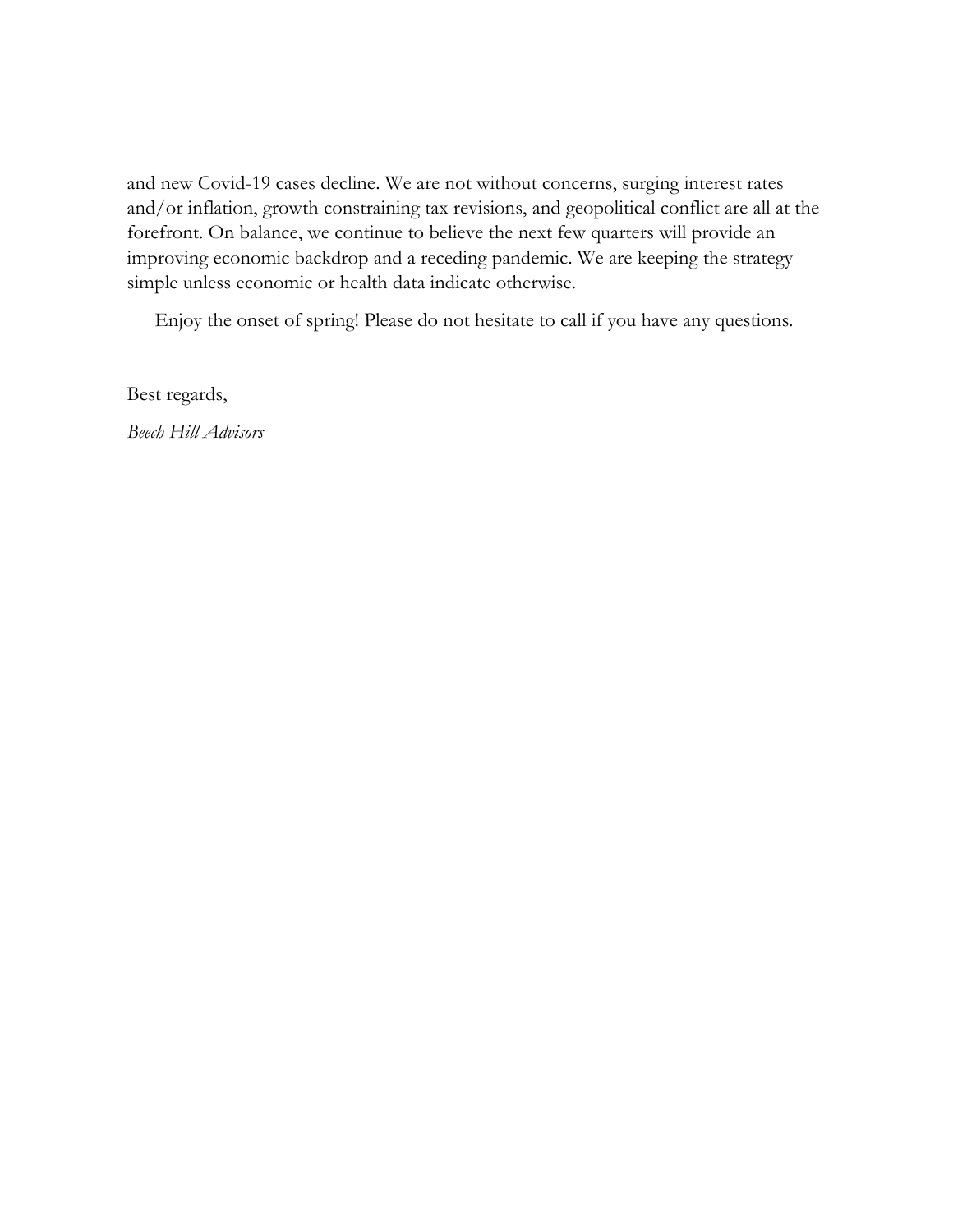and new Covid-19 cases decline. We are not without concerns, surging interest rates and/or inflation, growth constraining tax revisions, and geopolitical conflict are all at the forefront. On balance, we continue to believe the next few quarters will provide an improving economic backdrop and a receding pandemic. We are keeping the strategy simple unless economic or health data indicate otherwise.

Enjoy the onset of spring! Please do not hesitate to call if you have any questions.

Best regards,

*Beech Hill Advisors*